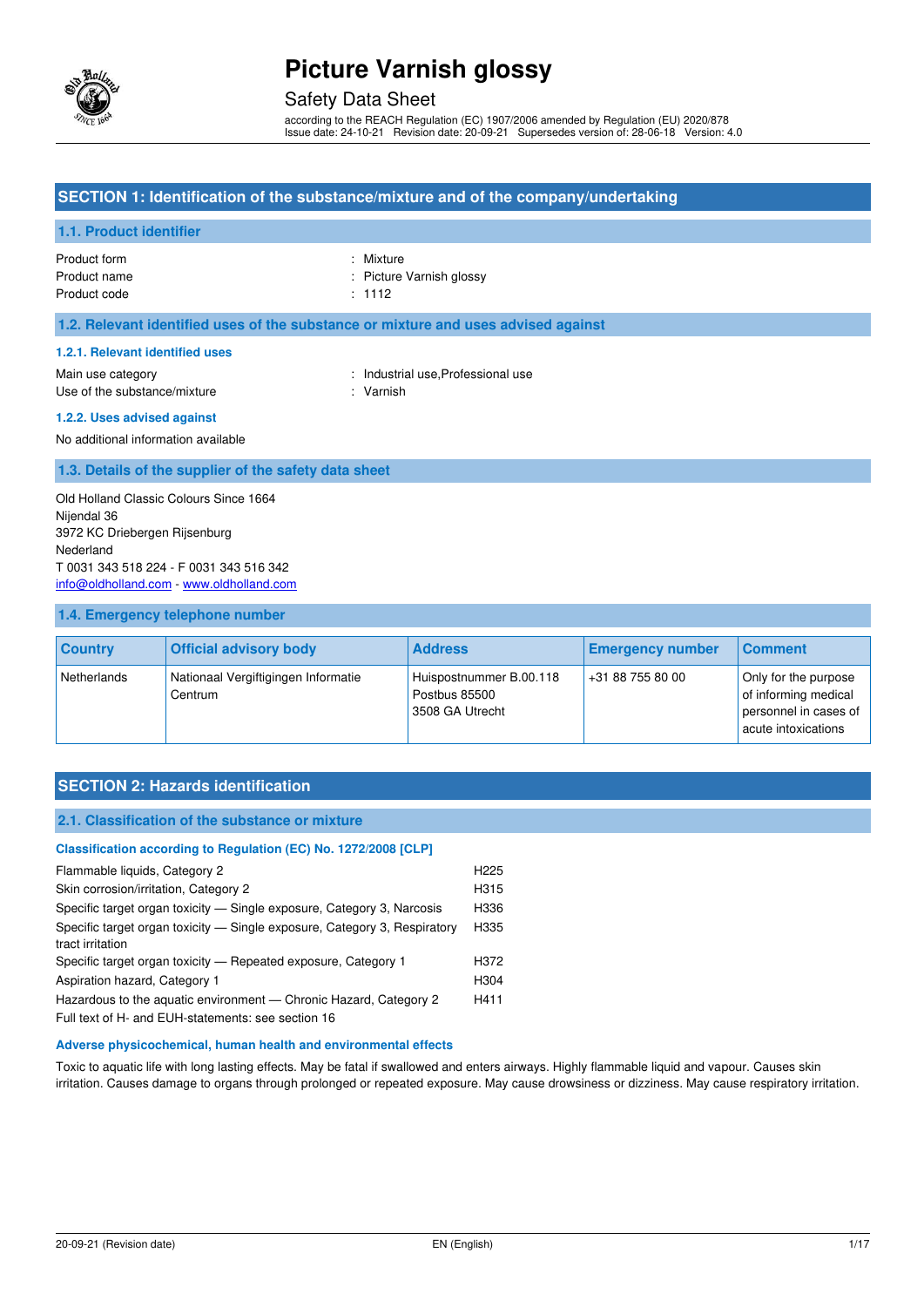# Picture Varnish glossy

Safety Data Sheet

according to the REACH Regulation (EC) 1907/2006 amended by Regulation (EU) 2020/878
Issue date: 24-10-21 Revision date: 20-09-21 Supersedes version of: 28-06-18 Version: 4.0

## SECTION 1: Identification of the substance/mixture and of the company/undertaking

### 1.1. Product identifier

| | |
|---|---|
| Product form | : Mixture |
| Product name | : Picture Varnish glossy |
| Product code | : 1112 |

### 1.2. Relevant identified uses of the substance or mixture and uses advised against

#### 1.2.1. Relevant identified uses

| | |
|---|---|
| Main use category | : Industrial use,Professional use |
| Use of the substance/mixture | : Varnish |

#### 1.2.2. Uses advised against

No additional information available

### 1.3. Details of the supplier of the safety data sheet

Old Holland Classic Colours Since 1664
Nijendal 36
3972 KC Driebergen Rijsenburg
Nederland
T 0031 343 518 224 - F 0031 343 516 342
info@oldholland.com - www.oldholland.com

### 1.4. Emergency telephone number

| Country | Official advisory body | Address | Emergency number | Comment |
|---|---|---|---|---|
| Netherlands | Nationaal Vergiftigingen Informatie Centrum | Huispostnummer B.00.118 Postbus 85500 3508 GA Utrecht | +31 88 755 80 00 | Only for the purpose of informing medical personnel in cases of acute intoxications |

## SECTION 2: Hazards identification

### 2.1. Classification of the substance or mixture

#### Classification according to Regulation (EC) No. 1272/2008 [CLP]

| | |
|---|---|
| Flammable liquids, Category 2 | H225 |
| Skin corrosion/irritation, Category 2 | H315 |
| Specific target organ toxicity — Single exposure, Category 3, Narcosis | H336 |
| Specific target organ toxicity — Single exposure, Category 3, Respiratory tract irritation | H335 |
| Specific target organ toxicity — Repeated exposure, Category 1 | H372 |
| Aspiration hazard, Category 1 | H304 |
| Hazardous to the aquatic environment — Chronic Hazard, Category 2 | H411 |

Full text of H- and EUH-statements: see section 16

#### Adverse physicochemical, human health and environmental effects

Toxic to aquatic life with long lasting effects. May be fatal if swallowed and enters airways. Highly flammable liquid and vapour. Causes skin irritation. Causes damage to organs through prolonged or repeated exposure. May cause drowsiness or dizziness. May cause respiratory irritation.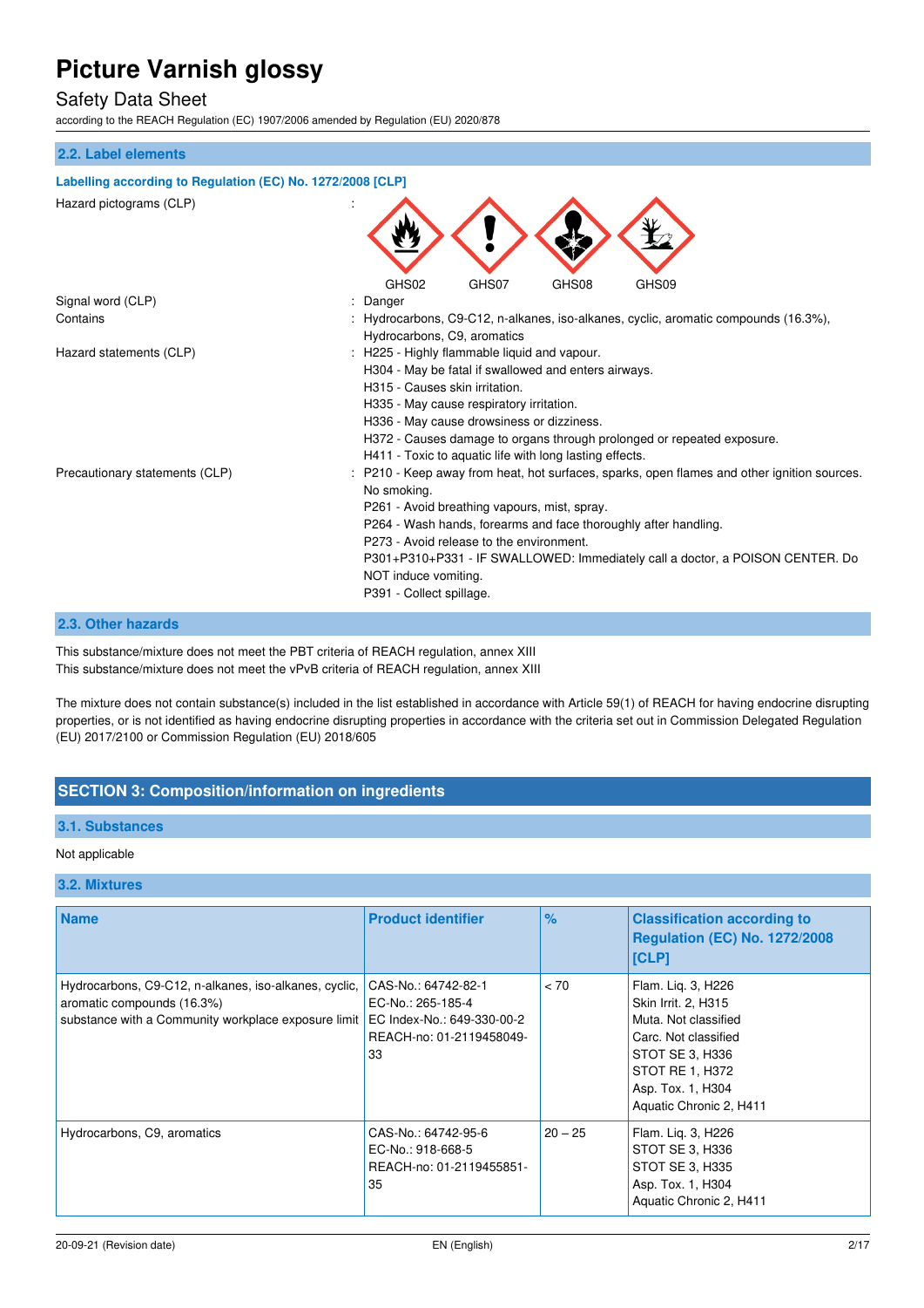### 2.2. Label elements

**Labelling according to Regulation (EC) No. 1272/2008 [CLP]**

Hazard pictograms (CLP) : GHS02 GHS07 GHS08 GHS09

Signal word (CLP) : Danger

Contains : Hydrocarbons, C9-C12, n-alkanes, iso-alkanes, cyclic, aromatic compounds (16.3%), Hydrocarbons, C9, aromatics

Hazard statements (CLP) :
H225 - Highly flammable liquid and vapour.
H304 - May be fatal if swallowed and enters airways.
H315 - Causes skin irritation.
H335 - May cause respiratory irritation.
H336 - May cause drowsiness or dizziness.
H372 - Causes damage to organs through prolonged or repeated exposure.
H411 - Toxic to aquatic life with long lasting effects.

Precautionary statements (CLP) :
P210 - Keep away from heat, hot surfaces, sparks, open flames and other ignition sources. No smoking.
P261 - Avoid breathing vapours, mist, spray.
P264 - Wash hands, forearms and face thoroughly after handling.
P273 - Avoid release to the environment.
P301+P310+P331 - IF SWALLOWED: Immediately call a doctor, a POISON CENTER. Do NOT induce vomiting.
P391 - Collect spillage.

### 2.3. Other hazards

This substance/mixture does not meet the PBT criteria of REACH regulation, annex XIII
This substance/mixture does not meet the vPvB criteria of REACH regulation, annex XIII

The mixture does not contain substance(s) included in the list established in accordance with Article 59(1) of REACH for having endocrine disrupting properties, or is not identified as having endocrine disrupting properties in accordance with the criteria set out in Commission Delegated Regulation (EU) 2017/2100 or Commission Regulation (EU) 2018/605

## SECTION 3: Composition/information on ingredients

### 3.1. Substances

Not applicable

### 3.2. Mixtures

| Name | Product identifier | % | Classification according to Regulation (EC) No. 1272/2008 [CLP] |
|---|---|---|---|
| Hydrocarbons, C9-C12, n-alkanes, iso-alkanes, cyclic, aromatic compounds (16.3%)<br>substance with a Community workplace exposure limit | CAS-No.: 64742-82-1<br>EC-No.: 265-185-4<br>EC Index-No.: 649-330-00-2<br>REACH-no: 01-2119458049-33 | < 70 | Flam. Liq. 3, H226<br>Skin Irrit. 2, H315<br>Muta. Not classified<br>Carc. Not classified<br>STOT SE 3, H336<br>STOT RE 1, H372<br>Asp. Tox. 1, H304<br>Aquatic Chronic 2, H411 |
| Hydrocarbons, C9, aromatics | CAS-No.: 64742-95-6<br>EC-No.: 918-668-5<br>REACH-no: 01-2119455851-35 | 20 – 25 | Flam. Liq. 3, H226<br>STOT SE 3, H336<br>STOT SE 3, H335<br>Asp. Tox. 1, H304<br>Aquatic Chronic 2, H411 |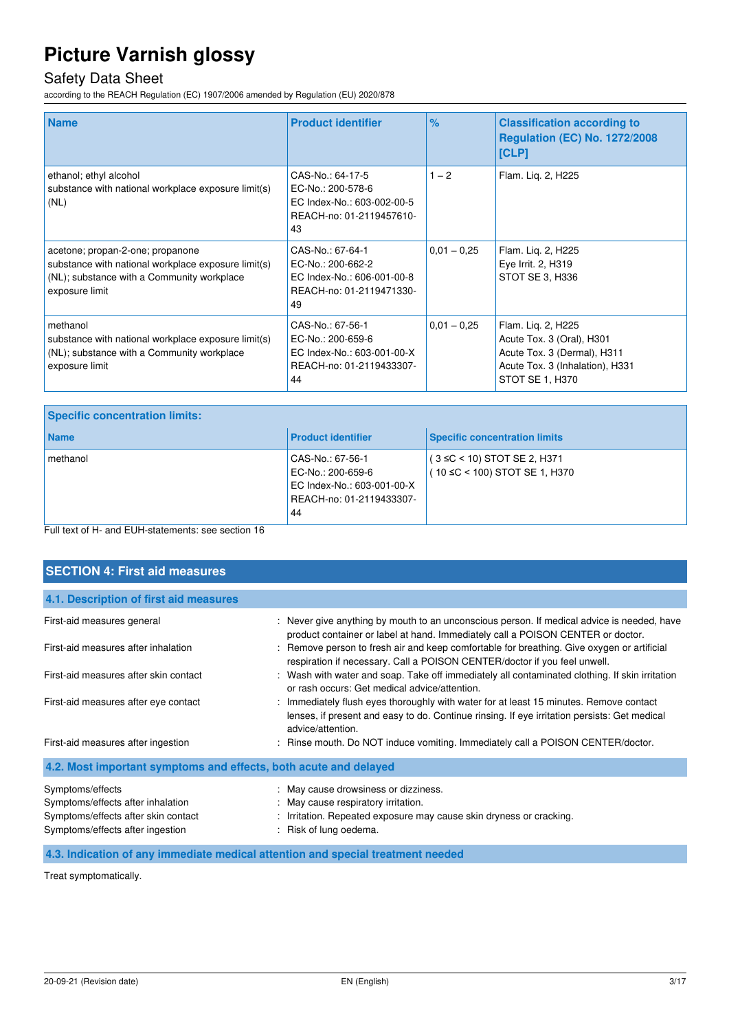| Name | Product identifier | % | Classification according to Regulation (EC) No. 1272/2008 [CLP] |
| --- | --- | --- | --- |
| ethanol; ethyl alcohol<br>substance with national workplace exposure limit(s) (NL) | CAS-No.: 64-17-5<br>EC-No.: 200-578-6<br>EC Index-No.: 603-002-00-5<br>REACH-no: 01-2119457610-43 | 1 – 2 | Flam. Liq. 2, H225 |
| acetone; propan-2-one; propanone<br>substance with national workplace exposure limit(s) (NL); substance with a Community workplace exposure limit | CAS-No.: 67-64-1<br>EC-No.: 200-662-2<br>EC Index-No.: 606-001-00-8<br>REACH-no: 01-2119471330-49 | 0,01 – 0,25 | Flam. Liq. 2, H225<br>Eye Irrit. 2, H319<br>STOT SE 3, H336 |
| methanol<br>substance with national workplace exposure limit(s) (NL); substance with a Community workplace exposure limit | CAS-No.: 67-56-1<br>EC-No.: 200-659-6<br>EC Index-No.: 603-001-00-X<br>REACH-no: 01-2119433307-44 | 0,01 – 0,25 | Flam. Liq. 2, H225<br>Acute Tox. 3 (Oral), H301<br>Acute Tox. 3 (Dermal), H311<br>Acute Tox. 3 (Inhalation), H331<br>STOT SE 1, H370 |

| Specific concentration limits: | | |
| --- | --- | --- |
| **Name** | **Product identifier** | **Specific concentration limits** |
| methanol | CAS-No.: 67-56-1<br>EC-No.: 200-659-6<br>EC Index-No.: 603-001-00-X<br>REACH-no: 01-2119433307-44 | ( 3 ≤C < 10) STOT SE 2, H371<br>( 10 ≤C < 100) STOT SE 1, H370 |

Full text of H- and EUH-statements: see section 16

## SECTION 4: First aid measures

### 4.1. Description of first aid measures

First-aid measures general : Never give anything by mouth to an unconscious person. If medical advice is needed, have product container or label at hand. Immediately call a POISON CENTER or doctor.

First-aid measures after inhalation : Remove person to fresh air and keep comfortable for breathing. Give oxygen or artificial respiration if necessary. Call a POISON CENTER/doctor if you feel unwell.

First-aid measures after skin contact : Wash with water and soap. Take off immediately all contaminated clothing. If skin irritation or rash occurs: Get medical advice/attention.

First-aid measures after eye contact : Immediately flush eyes thoroughly with water for at least 15 minutes. Remove contact lenses, if present and easy to do. Continue rinsing. If eye irritation persists: Get medical advice/attention.

First-aid measures after ingestion : Rinse mouth. Do NOT induce vomiting. Immediately call a POISON CENTER/doctor.

### 4.2. Most important symptoms and effects, both acute and delayed

Symptoms/effects : May cause drowsiness or dizziness.

Symptoms/effects after inhalation : May cause respiratory irritation.

Symptoms/effects after skin contact : Irritation. Repeated exposure may cause skin dryness or cracking.

Symptoms/effects after ingestion : Risk of lung oedema.

### 4.3. Indication of any immediate medical attention and special treatment needed

Treat symptomatically.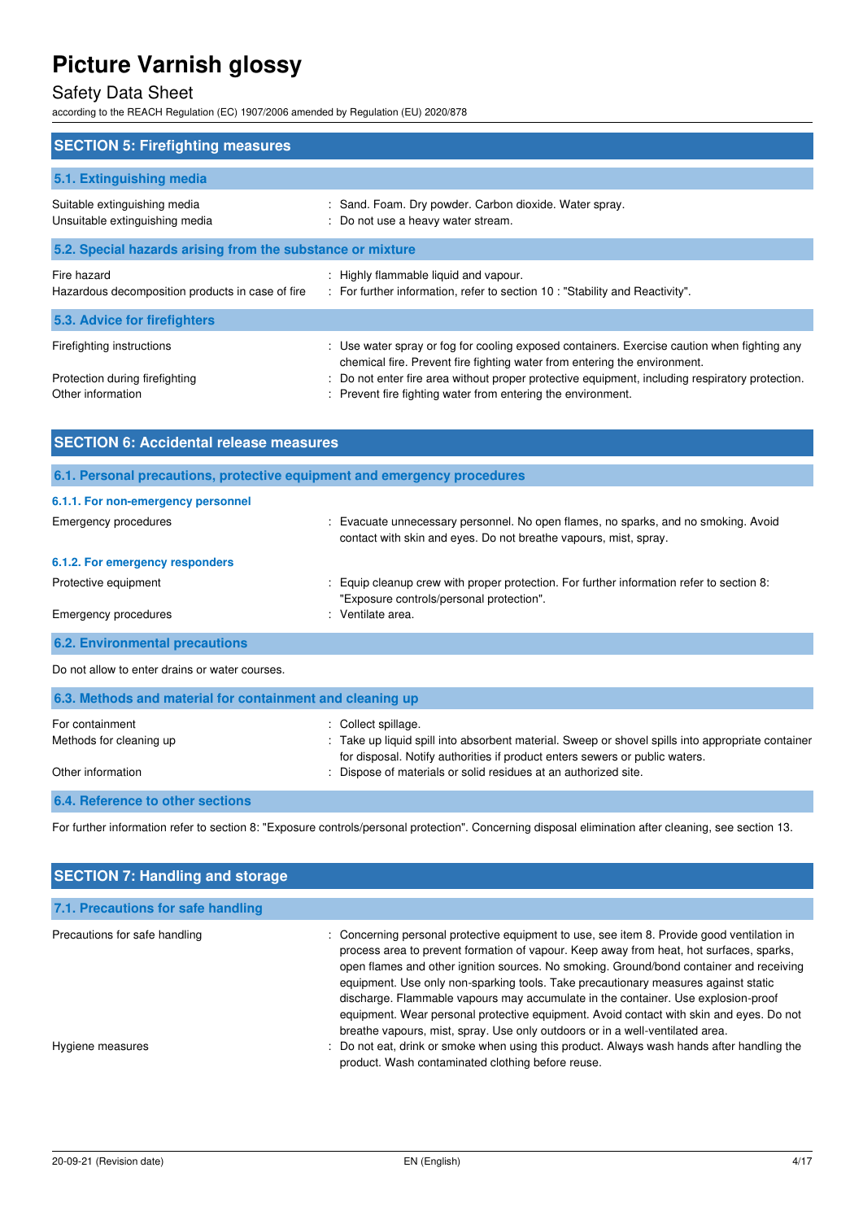## SECTION 5: Firefighting measures

### 5.1. Extinguishing media

| | |
|---|---|
| Suitable extinguishing media | : Sand. Foam. Dry powder. Carbon dioxide. Water spray. |
| Unsuitable extinguishing media | : Do not use a heavy water stream. |

### 5.2. Special hazards arising from the substance or mixture

| | |
|---|---|
| Fire hazard | : Highly flammable liquid and vapour. |
| Hazardous decomposition products in case of fire | : For further information, refer to section 10 : "Stability and Reactivity". |

### 5.3. Advice for firefighters

| | |
|---|---|
| Firefighting instructions | : Use water spray or fog for cooling exposed containers. Exercise caution when fighting any chemical fire. Prevent fire fighting water from entering the environment. |
| Protection during firefighting | : Do not enter fire area without proper protective equipment, including respiratory protection. |
| Other information | : Prevent fire fighting water from entering the environment. |

## SECTION 6: Accidental release measures

### 6.1. Personal precautions, protective equipment and emergency procedures

#### 6.1.1. For non-emergency personnel

| | |
|---|---|
| Emergency procedures | : Evacuate unnecessary personnel. No open flames, no sparks, and no smoking. Avoid contact with skin and eyes. Do not breathe vapours, mist, spray. |

#### 6.1.2. For emergency responders

| | |
|---|---|
| Protective equipment | : Equip cleanup crew with proper protection. For further information refer to section 8: "Exposure controls/personal protection". |
| Emergency procedures | : Ventilate area. |

### 6.2. Environmental precautions

Do not allow to enter drains or water courses.

### 6.3. Methods and material for containment and cleaning up

| | |
|---|---|
| For containment | : Collect spillage. |
| Methods for cleaning up | : Take up liquid spill into absorbent material. Sweep or shovel spills into appropriate container for disposal. Notify authorities if product enters sewers or public waters. |
| Other information | : Dispose of materials or solid residues at an authorized site. |

### 6.4. Reference to other sections

For further information refer to section 8: "Exposure controls/personal protection". Concerning disposal elimination after cleaning, see section 13.

## SECTION 7: Handling and storage

### 7.1. Precautions for safe handling

| | |
|---|---|
| Precautions for safe handling | : Concerning personal protective equipment to use, see item 8. Provide good ventilation in process area to prevent formation of vapour. Keep away from heat, hot surfaces, sparks, open flames and other ignition sources. No smoking. Ground/bond container and receiving equipment. Use only non-sparking tools. Take precautionary measures against static discharge. Flammable vapours may accumulate in the container. Use explosion-proof equipment. Wear personal protective equipment. Avoid contact with skin and eyes. Do not breathe vapours, mist, spray. Use only outdoors or in a well-ventilated area. |
| Hygiene measures | : Do not eat, drink or smoke when using this product. Always wash hands after handling the product. Wash contaminated clothing before reuse. |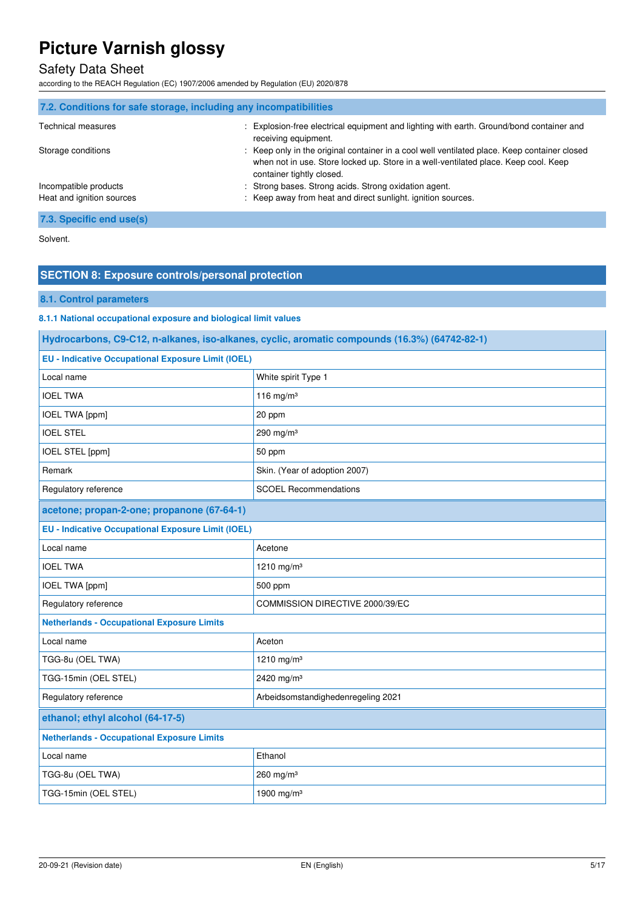### 7.2. Conditions for safe storage, including any incompatibilities

| | |
|---|---|
| Technical measures | : Explosion-free electrical equipment and lighting with earth. Ground/bond container and receiving equipment. |
| Storage conditions | : Keep only in the original container in a cool well ventilated place. Keep container closed when not in use. Store locked up. Store in a well-ventilated place. Keep cool. Keep container tightly closed. |
| Incompatible products | : Strong bases. Strong acids. Strong oxidation agent. |
| Heat and ignition sources | : Keep away from heat and direct sunlight. ignition sources. |

### 7.3. Specific end use(s)

Solvent.

## SECTION 8: Exposure controls/personal protection

### 8.1. Control parameters

#### 8.1.1 National occupational exposure and biological limit values

| Hydrocarbons, C9-C12, n-alkanes, iso-alkanes, cyclic, aromatic compounds (16.3%) (64742-82-1) | |
|---|---|
| **EU - Indicative Occupational Exposure Limit (IOEL)** | |
| Local name | White spirit Type 1 |
| IOEL TWA | 116 mg/m³ |
| IOEL TWA [ppm] | 20 ppm |
| IOEL STEL | 290 mg/m³ |
| IOEL STEL [ppm] | 50 ppm |
| Remark | Skin. (Year of adoption 2007) |
| Regulatory reference | SCOEL Recommendations |
| **acetone; propan-2-one; propanone (67-64-1)** | |
| **EU - Indicative Occupational Exposure Limit (IOEL)** | |
| Local name | Acetone |
| IOEL TWA | 1210 mg/m³ |
| IOEL TWA [ppm] | 500 ppm |
| Regulatory reference | COMMISSION DIRECTIVE 2000/39/EC |
| **Netherlands - Occupational Exposure Limits** | |
| Local name | Aceton |
| TGG-8u (OEL TWA) | 1210 mg/m³ |
| TGG-15min (OEL STEL) | 2420 mg/m³ |
| Regulatory reference | Arbeidsomstandighedenregeling 2021 |
| **ethanol; ethyl alcohol (64-17-5)** | |
| **Netherlands - Occupational Exposure Limits** | |
| Local name | Ethanol |
| TGG-8u (OEL TWA) | 260 mg/m³ |
| TGG-15min (OEL STEL) | 1900 mg/m³ |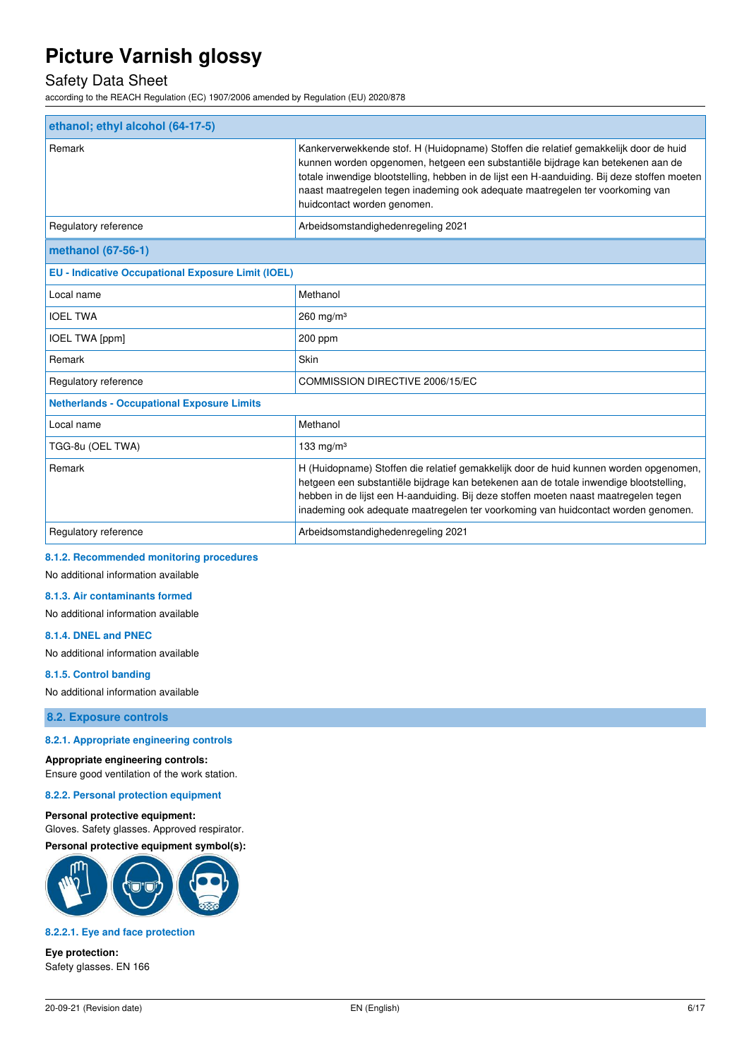| ethanol; ethyl alcohol (64-17-5) | |
|---|---|
| Remark | Kankerverwekkende stof. H (Huidopname) Stoffen die relatief gemakkelijk door de huid kunnen worden opgenomen, hetgeen een substantiële bijdrage kan betekenen aan de totale inwendige blootstelling, hebben in de lijst een H-aanduiding. Bij deze stoffen moeten naast maatregelen tegen inademing ook adequate maatregelen ter voorkoming van huidcontact worden genomen. |
| Regulatory reference | Arbeidsomstandighedenregeling 2021 |
| **methanol (67-56-1)** | |
| **EU - Indicative Occupational Exposure Limit (IOEL)** | |
| Local name | Methanol |
| IOEL TWA | 260 mg/m³ |
| IOEL TWA [ppm] | 200 ppm |
| Remark | Skin |
| Regulatory reference | COMMISSION DIRECTIVE 2006/15/EC |
| **Netherlands - Occupational Exposure Limits** | |
| Local name | Methanol |
| TGG-8u (OEL TWA) | 133 mg/m³ |
| Remark | H (Huidopname) Stoffen die relatief gemakkelijk door de huid kunnen worden opgenomen, hetgeen een substantiële bijdrage kan betekenen aan de totale inwendige blootstelling, hebben in de lijst een H-aanduiding. Bij deze stoffen moeten naast maatregelen tegen inademing ook adequate maatregelen ter voorkoming van huidcontact worden genomen. |
| Regulatory reference | Arbeidsomstandighedenregeling 2021 |

#### 8.1.2. Recommended monitoring procedures

No additional information available

#### 8.1.3. Air contaminants formed

No additional information available

#### 8.1.4. DNEL and PNEC

No additional information available

#### 8.1.5. Control banding

No additional information available

### 8.2. Exposure controls

#### 8.2.1. Appropriate engineering controls

**Appropriate engineering controls:**
Ensure good ventilation of the work station.

#### 8.2.2. Personal protection equipment

**Personal protective equipment:**
Gloves. Safety glasses. Approved respirator.

**Personal protective equipment symbol(s):**

#### 8.2.2.1. Eye and face protection

**Eye protection:**
Safety glasses. EN 166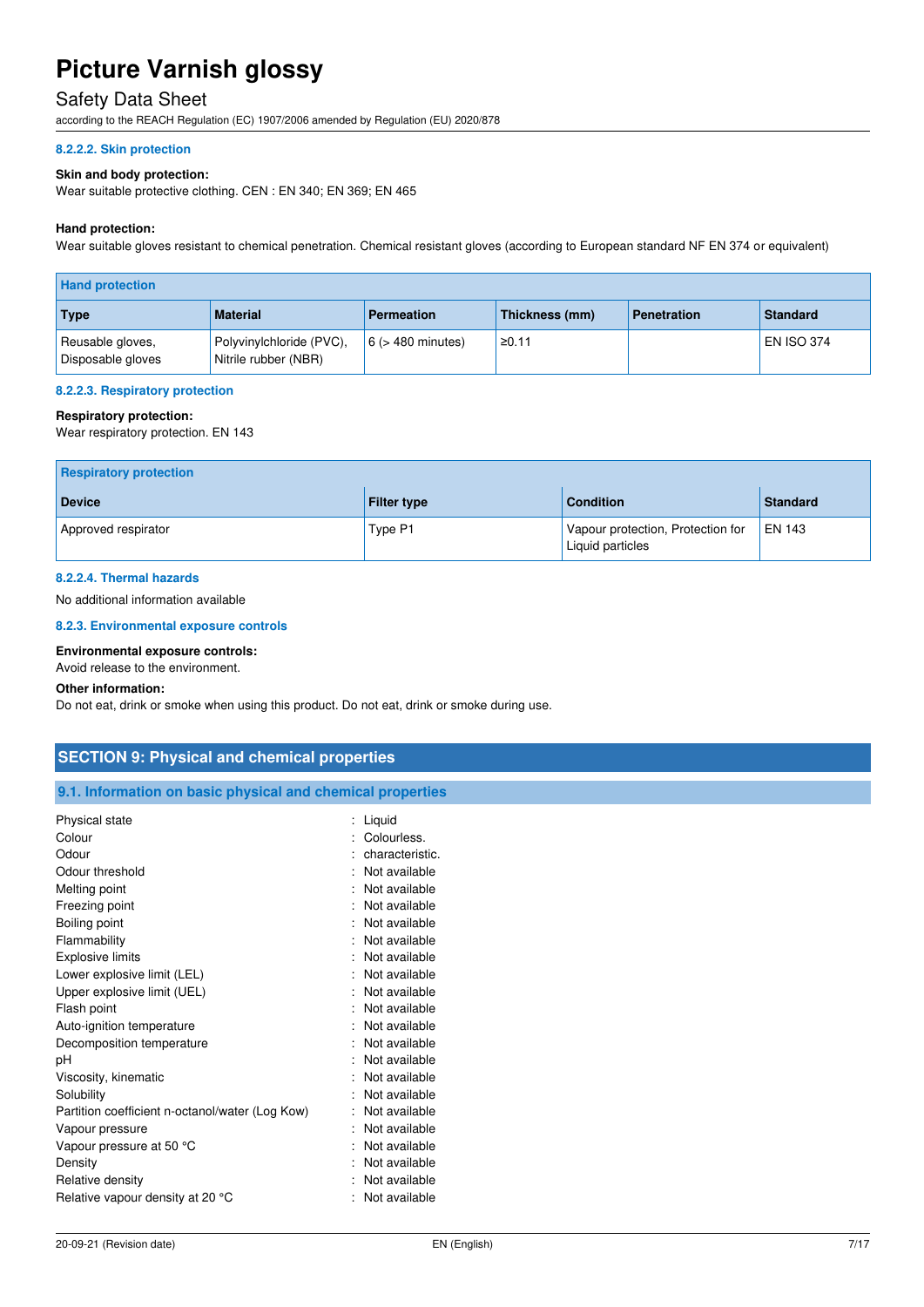#### 8.2.2.2. Skin protection

**Skin and body protection:**
Wear suitable protective clothing. CEN : EN 340; EN 369; EN 465

**Hand protection:**
Wear suitable gloves resistant to chemical penetration. Chemical resistant gloves (according to European standard NF EN 374 or equivalent)

| Hand protection | | | | | |
|---|---|---|---|---|---|
| **Type** | **Material** | **Permeation** | **Thickness (mm)** | **Penetration** | **Standard** |
| Reusable gloves, Disposable gloves | Polyvinylchloride (PVC), Nitrile rubber (NBR) | 6 (> 480 minutes) | ≥0.11 | | EN ISO 374 |

#### 8.2.2.3. Respiratory protection

**Respiratory protection:**
Wear respiratory protection. EN 143

| Respiratory protection | | | |
|---|---|---|---|
| **Device** | **Filter type** | **Condition** | **Standard** |
| Approved respirator | Type P1 | Vapour protection, Protection for Liquid particles | EN 143 |

#### 8.2.2.4. Thermal hazards

No additional information available

#### 8.2.3. Environmental exposure controls

**Environmental exposure controls:**
Avoid release to the environment.

**Other information:**
Do not eat, drink or smoke when using this product. Do not eat, drink or smoke during use.

## SECTION 9: Physical and chemical properties

### 9.1. Information on basic physical and chemical properties

| | |
|---|---|
| Physical state | : Liquid |
| Colour | : Colourless. |
| Odour | : characteristic. |
| Odour threshold | : Not available |
| Melting point | : Not available |
| Freezing point | : Not available |
| Boiling point | : Not available |
| Flammability | : Not available |
| Explosive limits | : Not available |
| Lower explosive limit (LEL) | : Not available |
| Upper explosive limit (UEL) | : Not available |
| Flash point | : Not available |
| Auto-ignition temperature | : Not available |
| Decomposition temperature | : Not available |
| pH | : Not available |
| Viscosity, kinematic | : Not available |
| Solubility | : Not available |
| Partition coefficient n-octanol/water (Log Kow) | : Not available |
| Vapour pressure | : Not available |
| Vapour pressure at 50 °C | : Not available |
| Density | : Not available |
| Relative density | : Not available |
| Relative vapour density at 20 °C | : Not available |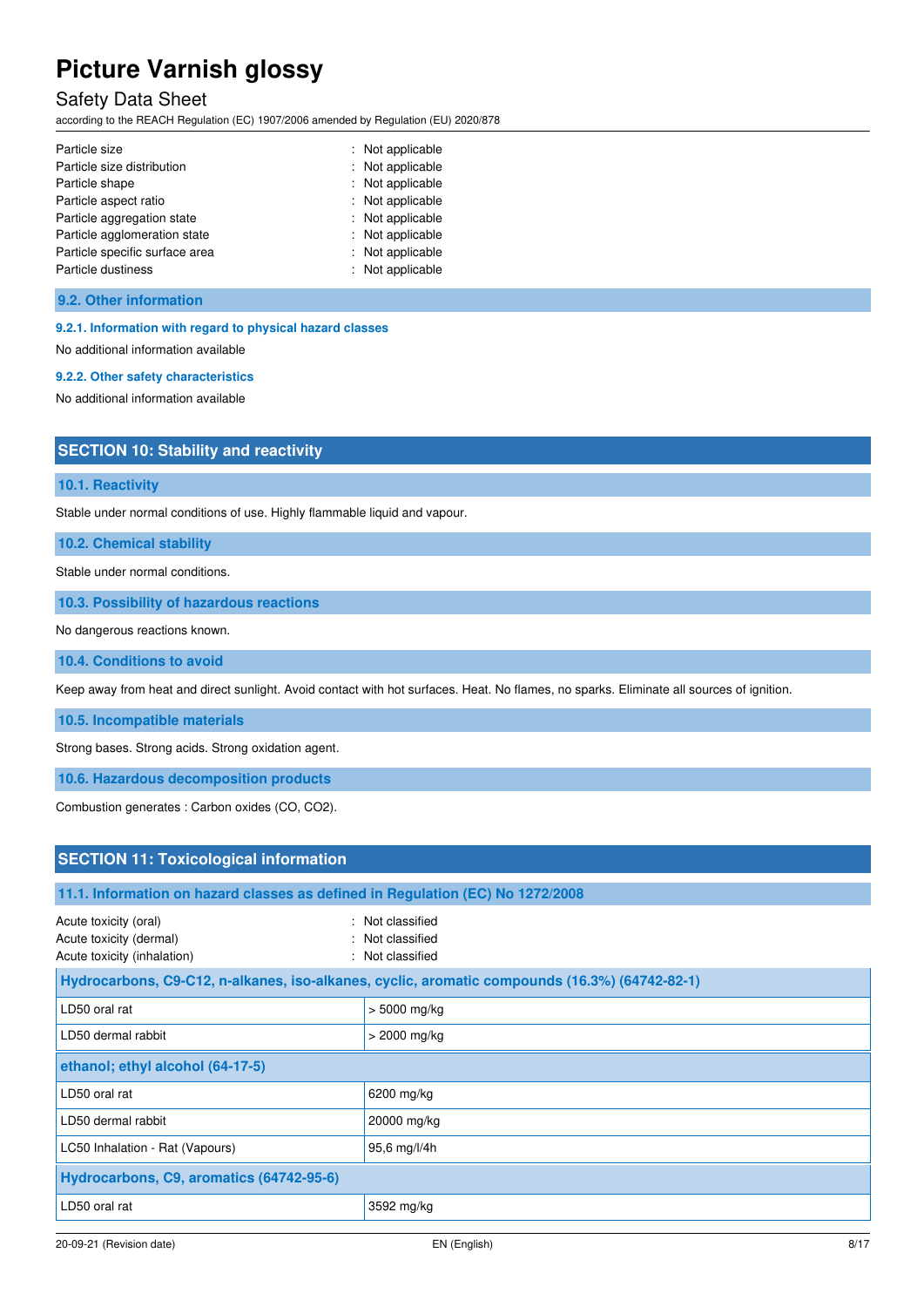| | |
|---|---|
| Particle size | : Not applicable |
| Particle size distribution | : Not applicable |
| Particle shape | : Not applicable |
| Particle aspect ratio | : Not applicable |
| Particle aggregation state | : Not applicable |
| Particle agglomeration state | : Not applicable |
| Particle specific surface area | : Not applicable |
| Particle dustiness | : Not applicable |

### 9.2. Other information

#### 9.2.1. Information with regard to physical hazard classes

No additional information available

#### 9.2.2. Other safety characteristics

No additional information available

## SECTION 10: Stability and reactivity

### 10.1. Reactivity

Stable under normal conditions of use. Highly flammable liquid and vapour.

### 10.2. Chemical stability

Stable under normal conditions.

### 10.3. Possibility of hazardous reactions

No dangerous reactions known.

### 10.4. Conditions to avoid

Keep away from heat and direct sunlight. Avoid contact with hot surfaces. Heat. No flames, no sparks. Eliminate all sources of ignition.

### 10.5. Incompatible materials

Strong bases. Strong acids. Strong oxidation agent.

### 10.6. Hazardous decomposition products

Combustion generates : Carbon oxides (CO, $CO_2$).

## SECTION 11: Toxicological information

### 11.1. Information on hazard classes as defined in Regulation (EC) No 1272/2008

| | |
|---|---|
| Acute toxicity (oral) | : Not classified |
| Acute toxicity (dermal) | : Not classified |
| Acute toxicity (inhalation) | : Not classified |

| **Hydrocarbons, C9-C12, n-alkanes, iso-alkanes, cyclic, aromatic compounds (16.3%) (64742-82-1)** | |
|---|---|
| LD50 oral rat | > 5000 mg/kg |
| LD50 dermal rabbit | > 2000 mg/kg |
| **ethanol; ethyl alcohol (64-17-5)** | |
| LD50 oral rat | 6200 mg/kg |
| LD50 dermal rabbit | 20000 mg/kg |
| LC50 Inhalation - Rat (Vapours) | 95,6 mg/l/4h |
| **Hydrocarbons, C9, aromatics (64742-95-6)** | |
| LD50 oral rat | 3592 mg/kg |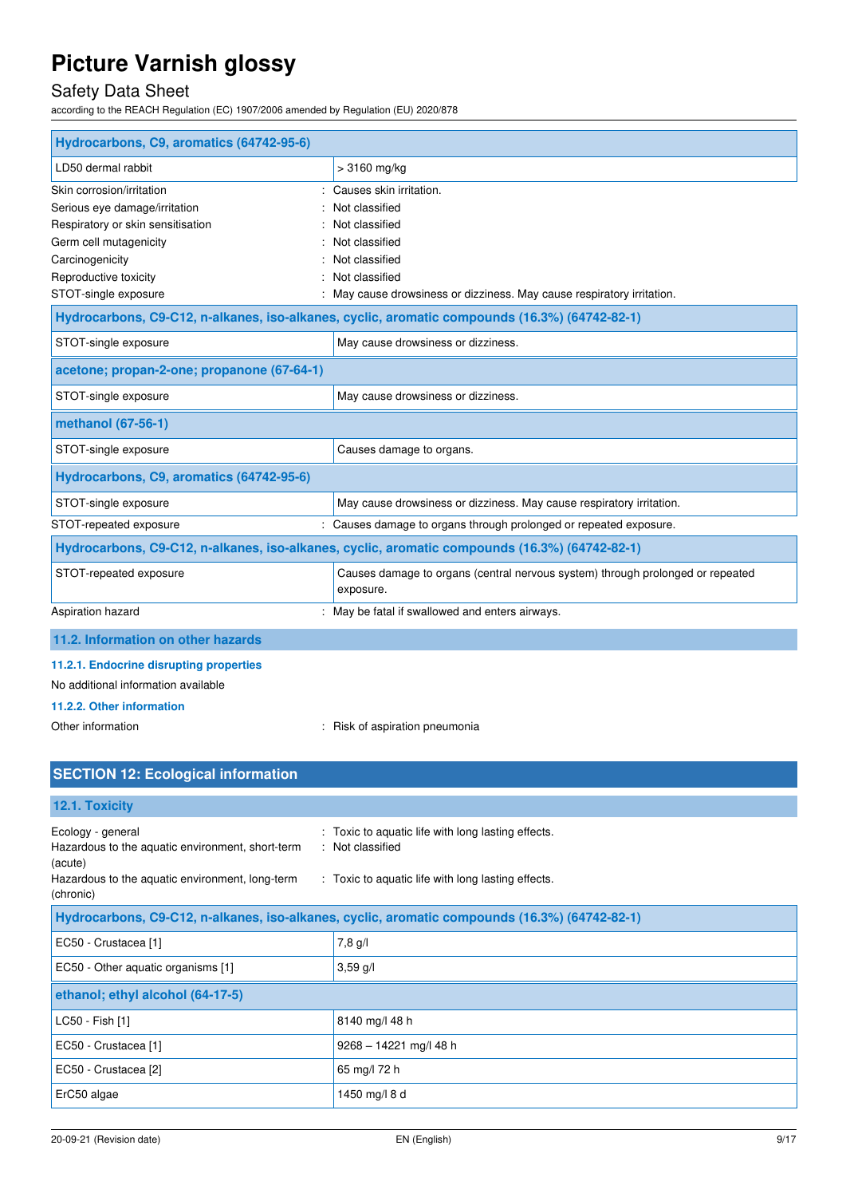| Hydrocarbons, C9, aromatics (64742-95-6) | |
|---|---|
| LD50 dermal rabbit | > 3160 mg/kg |

Skin corrosion/irritation : Causes skin irritation.
Serious eye damage/irritation : Not classified
Respiratory or skin sensitisation : Not classified
Germ cell mutagenicity : Not classified
Carcinogenicity : Not classified
Reproductive toxicity : Not classified
STOT-single exposure : May cause drowsiness or dizziness. May cause respiratory irritation.

| Hydrocarbons, C9-C12, n-alkanes, iso-alkanes, cyclic, aromatic compounds (16.3%) (64742-82-1) | |
|---|---|
| STOT-single exposure | May cause drowsiness or dizziness. |
| **acetone; propan-2-one; propanone (67-64-1)** | |
| STOT-single exposure | May cause drowsiness or dizziness. |
| **methanol (67-56-1)** | |
| STOT-single exposure | Causes damage to organs. |
| **Hydrocarbons, C9, aromatics (64742-95-6)** | |
| STOT-single exposure | May cause drowsiness or dizziness. May cause respiratory irritation. |

STOT-repeated exposure : Causes damage to organs through prolonged or repeated exposure.

| Hydrocarbons, C9-C12, n-alkanes, iso-alkanes, cyclic, aromatic compounds (16.3%) (64742-82-1) | |
|---|---|
| STOT-repeated exposure | Causes damage to organs (central nervous system) through prolonged or repeated exposure. |

Aspiration hazard : May be fatal if swallowed and enters airways.

### 11.2. Information on other hazards

#### 11.2.1. Endocrine disrupting properties

No additional information available

#### 11.2.2. Other information

Other information : Risk of aspiration pneumonia

## SECTION 12: Ecological information

### 12.1. Toxicity

Ecology - general : Toxic to aquatic life with long lasting effects.
Hazardous to the aquatic environment, short-term (acute) : Not classified
Hazardous to the aquatic environment, long-term (chronic) : Toxic to aquatic life with long lasting effects.

| Hydrocarbons, C9-C12, n-alkanes, iso-alkanes, cyclic, aromatic compounds (16.3%) (64742-82-1) | |
|---|---|
| EC50 - Crustacea [1] | 7,8 g/l |
| EC50 - Other aquatic organisms [1] | 3,59 g/l |
| **ethanol; ethyl alcohol (64-17-5)** | |
| LC50 - Fish [1] | 8140 mg/l 48 h |
| EC50 - Crustacea [1] | 9268 – 14221 mg/l 48 h |
| EC50 - Crustacea [2] | 65 mg/l 72 h |
| ErC50 algae | 1450 mg/l 8 d |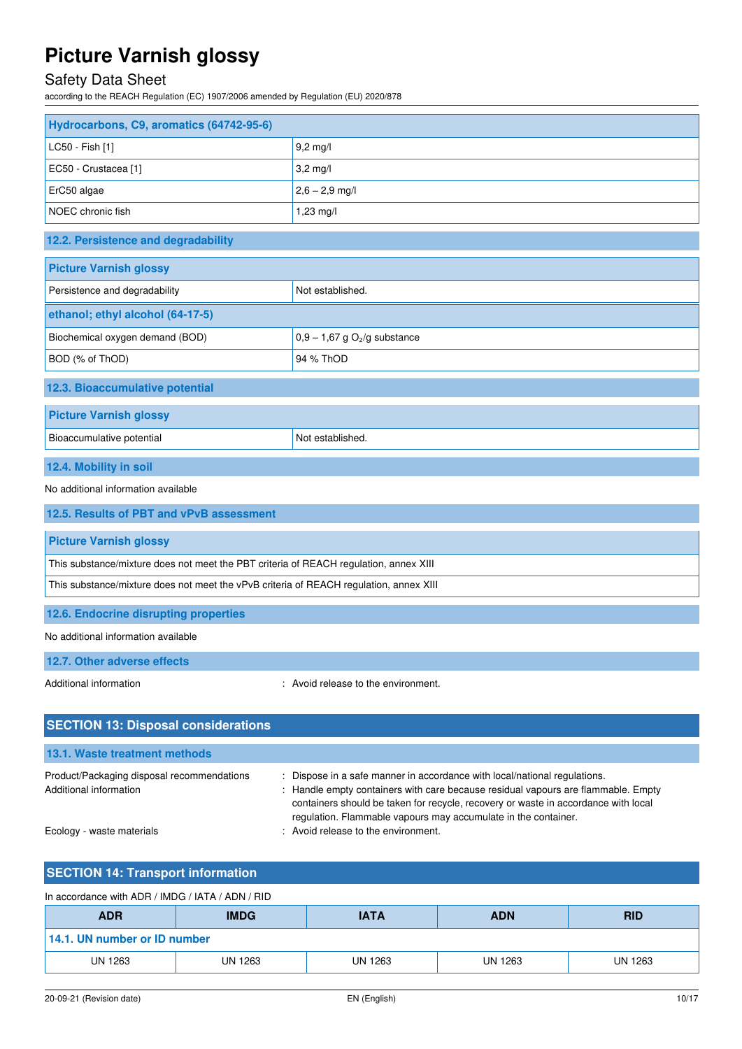| Hydrocarbons, C9, aromatics (64742-95-6) | |
|---|---|
| LC50 - Fish [1] | 9,2 mg/l |
| EC50 - Crustacea [1] | 3,2 mg/l |
| ErC50 algae | 2,6 – 2,9 mg/l |
| NOEC chronic fish | 1,23 mg/l |

### 12.2. Persistence and degradability

| Picture Varnish glossy | |
|---|---|
| Persistence and degradability | Not established. |
| **ethanol; ethyl alcohol (64-17-5)** | |
| Biochemical oxygen demand (BOD) | 0,9 – 1,67 g $O_2$/g substance |
| BOD (% of ThOD) | 94 % ThOD |

### 12.3. Bioaccumulative potential

| Picture Varnish glossy | |
|---|---|
| Bioaccumulative potential | Not established. |

### 12.4. Mobility in soil

No additional information available

### 12.5. Results of PBT and vPvB assessment

| Picture Varnish glossy |
|---|
| This substance/mixture does not meet the PBT criteria of REACH regulation, annex XIII |
| This substance/mixture does not meet the vPvB criteria of REACH regulation, annex XIII |

### 12.6. Endocrine disrupting properties

No additional information available

### 12.7. Other adverse effects

Additional information : Avoid release to the environment.

## SECTION 13: Disposal considerations

### 13.1. Waste treatment methods

Product/Packaging disposal recommendations : Dispose in a safe manner in accordance with local/national regulations.

Additional information : Handle empty containers with care because residual vapours are flammable. Empty containers should be taken for recycle, recovery or waste in accordance with local regulation. Flammable vapours may accumulate in the container.

Ecology - waste materials : Avoid release to the environment.

## SECTION 14: Transport information

In accordance with ADR / IMDG / IATA / ADN / RID

| ADR | IMDG | IATA | ADN | RID |
|---|---|---|---|---|
| **14.1. UN number or ID number** | | | | |
| UN 1263 | UN 1263 | UN 1263 | UN 1263 | UN 1263 |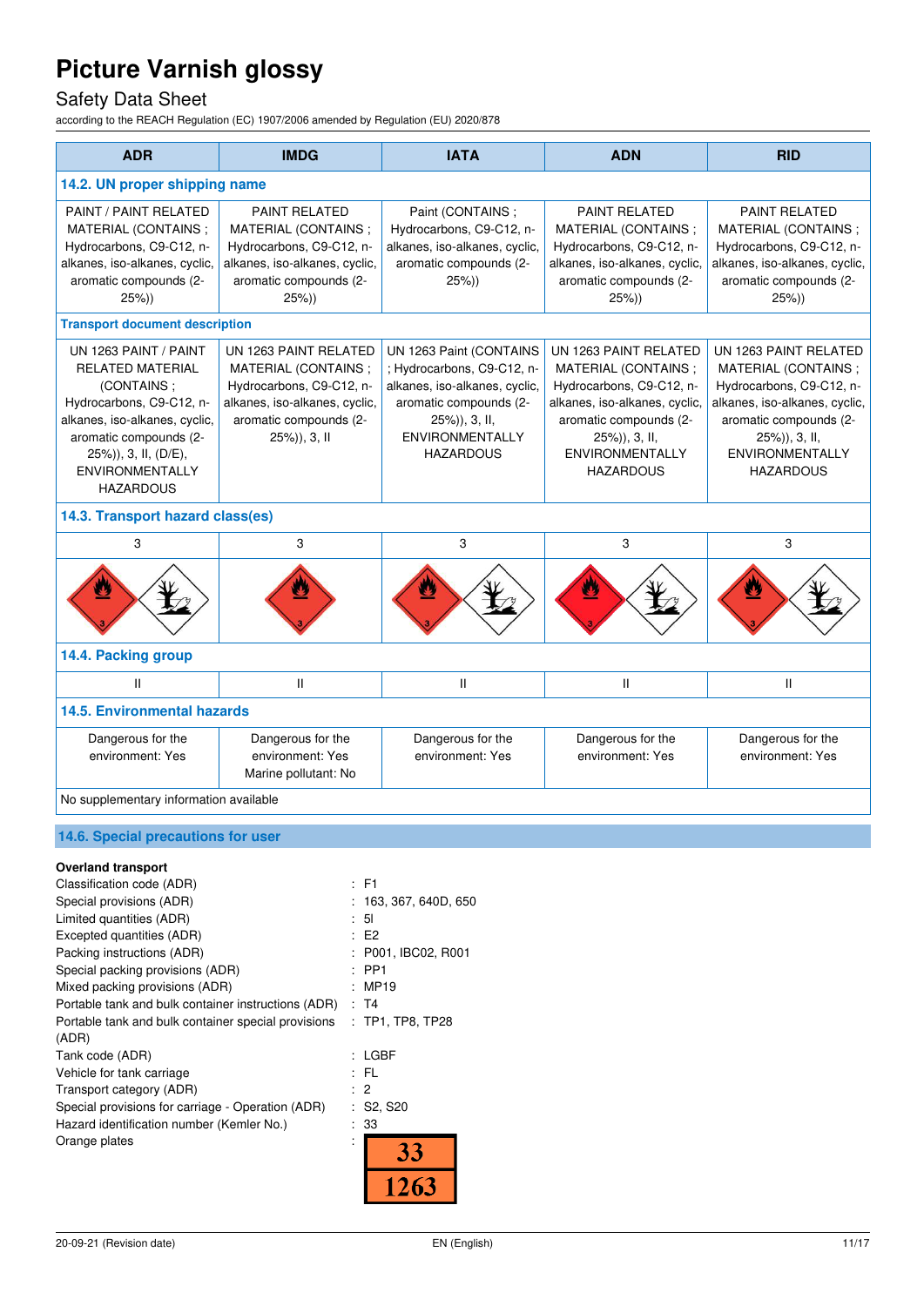# Picture Varnish glossy

Safety Data Sheet

according to the REACH Regulation (EC) 1907/2006 amended by Regulation (EU) 2020/878

| ADR | IMDG | IATA | ADN | RID |
|---|---|---|---|---|
| **14.2. UN proper shipping name** | | | | |
| PAINT / PAINT RELATED MATERIAL (CONTAINS ; Hydrocarbons, C9-C12, n-alkanes, iso-alkanes, cyclic, aromatic compounds (2-25%)) | PAINT RELATED MATERIAL (CONTAINS ; Hydrocarbons, C9-C12, n-alkanes, iso-alkanes, cyclic, aromatic compounds (2-25%)) | Paint (CONTAINS ; Hydrocarbons, C9-C12, n-alkanes, iso-alkanes, cyclic, aromatic compounds (2-25%)) | PAINT RELATED MATERIAL (CONTAINS ; Hydrocarbons, C9-C12, n-alkanes, iso-alkanes, cyclic, aromatic compounds (2-25%)) | PAINT RELATED MATERIAL (CONTAINS ; Hydrocarbons, C9-C12, n-alkanes, iso-alkanes, cyclic, aromatic compounds (2-25%)) |
| **Transport document description** | | | | |
| UN 1263 PAINT / PAINT RELATED MATERIAL (CONTAINS ; Hydrocarbons, C9-C12, n-alkanes, iso-alkanes, cyclic, aromatic compounds (2-25%)), 3, II, (D/E), ENVIRONMENTALLY HAZARDOUS | UN 1263 PAINT RELATED MATERIAL (CONTAINS ; Hydrocarbons, C9-C12, n-alkanes, iso-alkanes, cyclic, aromatic compounds (2-25%)), 3, II | UN 1263 Paint (CONTAINS ; Hydrocarbons, C9-C12, n-alkanes, iso-alkanes, cyclic, aromatic compounds (2-25%)), 3, II, ENVIRONMENTALLY HAZARDOUS | UN 1263 PAINT RELATED MATERIAL (CONTAINS ; Hydrocarbons, C9-C12, n-alkanes, iso-alkanes, cyclic, aromatic compounds (2-25%)), 3, II, ENVIRONMENTALLY HAZARDOUS | UN 1263 PAINT RELATED MATERIAL (CONTAINS ; Hydrocarbons, C9-C12, n-alkanes, iso-alkanes, cyclic, aromatic compounds (2-25%)), 3, II, ENVIRONMENTALLY HAZARDOUS |
| **14.3. Transport hazard class(es)** | | | | |
| 3 | 3 | 3 | 3 | 3 |
| **14.4. Packing group** | | | | |
| II | II | II | II | II |
| **14.5. Environmental hazards** | | | | |
| Dangerous for the environment: Yes | Dangerous for the environment: Yes<br>Marine pollutant: No | Dangerous for the environment: Yes | Dangerous for the environment: Yes | Dangerous for the environment: Yes |
| No supplementary information available | | | | |

## 14.6. Special precautions for user

**Overland transport**

| | |
|---|---|
| Classification code (ADR) | : F1 |
| Special provisions (ADR) | : 163, 367, 640D, 650 |
| Limited quantities (ADR) | : 5l |
| Excepted quantities (ADR) | : E2 |
| Packing instructions (ADR) | : P001, IBC02, R001 |
| Special packing provisions (ADR) | : PP1 |
| Mixed packing provisions (ADR) | : MP19 |
| Portable tank and bulk container instructions (ADR) | : T4 |
| Portable tank and bulk container special provisions (ADR) | : TP1, TP8, TP28 |
| Tank code (ADR) | : LGBF |
| Vehicle for tank carriage | : FL |
| Transport category (ADR) | : 2 |
| Special provisions for carriage - Operation (ADR) | : S2, S20 |
| Hazard identification number (Kemler No.) | : 33 |
| Orange plates | : 33 / 1263 |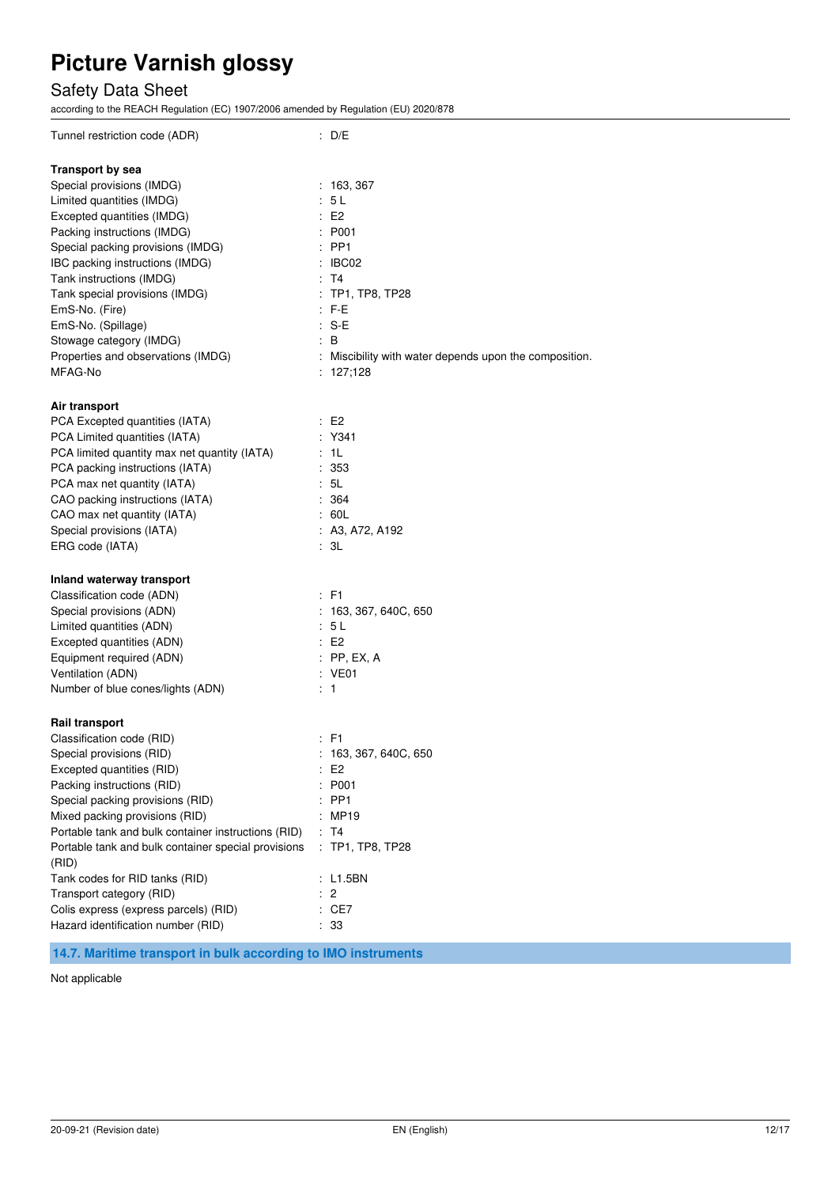Tunnel restriction code (ADR) : D/E

**Transport by sea**

| | |
|---|---|
| Special provisions (IMDG) | : 163, 367 |
| Limited quantities (IMDG) | : 5 L |
| Excepted quantities (IMDG) | : E2 |
| Packing instructions (IMDG) | : P001 |
| Special packing provisions (IMDG) | : PP1 |
| IBC packing instructions (IMDG) | : IBC02 |
| Tank instructions (IMDG) | : T4 |
| Tank special provisions (IMDG) | : TP1, TP8, TP28 |
| EmS-No. (Fire) | : F-E |
| EmS-No. (Spillage) | : S-E |
| Stowage category (IMDG) | : B |
| Properties and observations (IMDG) | : Miscibility with water depends upon the composition. |
| MFAG-No | : 127;128 |

**Air transport**

| | |
|---|---|
| PCA Excepted quantities (IATA) | : E2 |
| PCA Limited quantities (IATA) | : Y341 |
| PCA limited quantity max net quantity (IATA) | : 1L |
| PCA packing instructions (IATA) | : 353 |
| PCA max net quantity (IATA) | : 5L |
| CAO packing instructions (IATA) | : 364 |
| CAO max net quantity (IATA) | : 60L |
| Special provisions (IATA) | : A3, A72, A192 |
| ERG code (IATA) | : 3L |

**Inland waterway transport**

| | |
|---|---|
| Classification code (ADN) | : F1 |
| Special provisions (ADN) | : 163, 367, 640C, 650 |
| Limited quantities (ADN) | : 5 L |
| Excepted quantities (ADN) | : E2 |
| Equipment required (ADN) | : PP, EX, A |
| Ventilation (ADN) | : VE01 |
| Number of blue cones/lights (ADN) | : 1 |

**Rail transport**

| | |
|---|---|
| Classification code (RID) | : F1 |
| Special provisions (RID) | : 163, 367, 640C, 650 |
| Excepted quantities (RID) | : E2 |
| Packing instructions (RID) | : P001 |
| Special packing provisions (RID) | : PP1 |
| Mixed packing provisions (RID) | : MP19 |
| Portable tank and bulk container instructions (RID) | : T4 |
| Portable tank and bulk container special provisions (RID) | : TP1, TP8, TP28 |
| Tank codes for RID tanks (RID) | : L1.5BN |
| Transport category (RID) | : 2 |
| Colis express (express parcels) (RID) | : CE7 |
| Hazard identification number (RID) | : 33 |

## 14.7. Maritime transport in bulk according to IMO instruments

Not applicable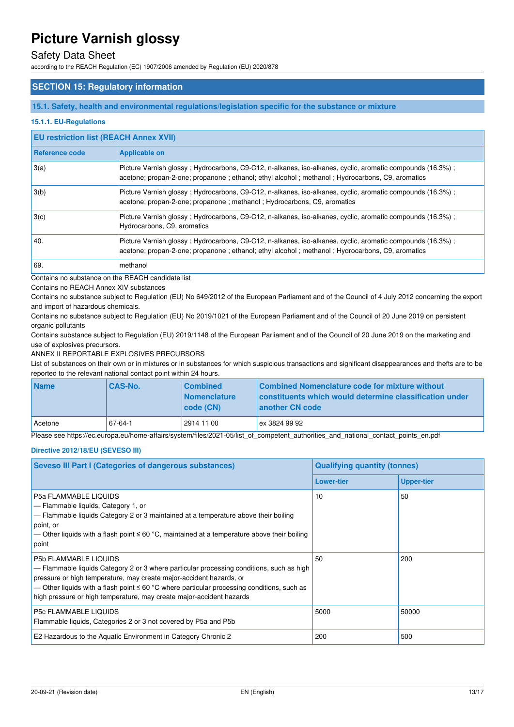## SECTION 15: Regulatory information

### 15.1. Safety, health and environmental regulations/legislation specific for the substance or mixture

#### 15.1.1. EU-Regulations

| EU restriction list (REACH Annex XVII) | |
|---|---|
| **Reference code** | **Applicable on** |
| 3(a) | Picture Varnish glossy ; Hydrocarbons, C9-C12, n-alkanes, iso-alkanes, cyclic, aromatic compounds (16.3%) ; acetone; propan-2-one; propanone ; ethanol; ethyl alcohol ; methanol ; Hydrocarbons, C9, aromatics |
| 3(b) | Picture Varnish glossy ; Hydrocarbons, C9-C12, n-alkanes, iso-alkanes, cyclic, aromatic compounds (16.3%) ; acetone; propan-2-one; propanone ; methanol ; Hydrocarbons, C9, aromatics |
| 3(c) | Picture Varnish glossy ; Hydrocarbons, C9-C12, n-alkanes, iso-alkanes, cyclic, aromatic compounds (16.3%) ; Hydrocarbons, C9, aromatics |
| 40. | Picture Varnish glossy ; Hydrocarbons, C9-C12, n-alkanes, iso-alkanes, cyclic, aromatic compounds (16.3%) ; acetone; propan-2-one; propanone ; ethanol; ethyl alcohol ; methanol ; Hydrocarbons, C9, aromatics |
| 69. | methanol |

Contains no substance on the REACH candidate list

Contains no REACH Annex XIV substances

Contains no substance subject to Regulation (EU) No 649/2012 of the European Parliament and of the Council of 4 July 2012 concerning the export and import of hazardous chemicals.

Contains no substance subject to Regulation (EU) No 2019/1021 of the European Parliament and of the Council of 20 June 2019 on persistent organic pollutants

Contains substance subject to Regulation (EU) 2019/1148 of the European Parliament and of the Council of 20 June 2019 on the marketing and use of explosives precursors.

ANNEX II REPORTABLE EXPLOSIVES PRECURSORS

List of substances on their own or in mixtures or in substances for which suspicious transactions and significant disappearances and thefts are to be reported to the relevant national contact point within 24 hours.

| Name | CAS-No. | Combined Nomenclature code (CN) | Combined Nomenclature code for mixture without constituents which would determine classification under another CN code |
|---|---|---|---|
| Acetone | 67-64-1 | 2914 11 00 | ex 3824 99 92 |

Please see https://ec.europa.eu/home-affairs/system/files/2021-05/list_of_competent_authorities_and_national_contact_points_en.pdf

#### Directive 2012/18/EU (SEVESO III)

| Seveso III Part I (Categories of dangerous substances) | Qualifying quantity (tonnes) | |
|---|---|---|
| | **Lower-tier** | **Upper-tier** |
| P5a FLAMMABLE LIQUIDS<br>— Flammable liquids, Category 1, or<br>— Flammable liquids Category 2 or 3 maintained at a temperature above their boiling point, or<br>— Other liquids with a flash point ≤ 60 °C, maintained at a temperature above their boiling point | 10 | 50 |
| P5b FLAMMABLE LIQUIDS<br>— Flammable liquids Category 2 or 3 where particular processing conditions, such as high pressure or high temperature, may create major-accident hazards, or<br>— Other liquids with a flash point ≤ 60 °C where particular processing conditions, such as high pressure or high temperature, may create major-accident hazards | 50 | 200 |
| P5c FLAMMABLE LIQUIDS<br>Flammable liquids, Categories 2 or 3 not covered by P5a and P5b | 5000 | 50000 |
| E2 Hazardous to the Aquatic Environment in Category Chronic 2 | 200 | 500 |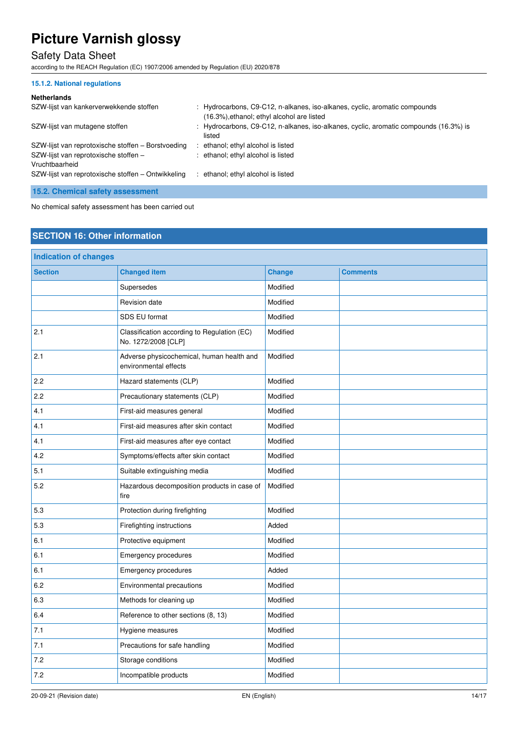#### 15.1.2. National regulations

**Netherlands**

| | |
|---|---|
| SZW-lijst van kankerverwekkende stoffen | : Hydrocarbons, C9-C12, n-alkanes, iso-alkanes, cyclic, aromatic compounds (16.3%),ethanol; ethyl alcohol are listed |
| SZW-lijst van mutagene stoffen | : Hydrocarbons, C9-C12, n-alkanes, iso-alkanes, cyclic, aromatic compounds (16.3%) is listed |
| SZW-lijst van reprotoxische stoffen – Borstvoeding | : ethanol; ethyl alcohol is listed |
| SZW-lijst van reprotoxische stoffen – Vruchtbaarheid | : ethanol; ethyl alcohol is listed |
| SZW-lijst van reprotoxische stoffen – Ontwikkeling | : ethanol; ethyl alcohol is listed |

### 15.2. Chemical safety assessment

No chemical safety assessment has been carried out

## SECTION 16: Other information

**Indication of changes**

| Section | Changed item | Change | Comments |
|---|---|---|---|
| | Supersedes | Modified | |
| | Revision date | Modified | |
| | SDS EU format | Modified | |
| 2.1 | Classification according to Regulation (EC) No. 1272/2008 [CLP] | Modified | |
| 2.1 | Adverse physicochemical, human health and environmental effects | Modified | |
| 2.2 | Hazard statements (CLP) | Modified | |
| 2.2 | Precautionary statements (CLP) | Modified | |
| 4.1 | First-aid measures general | Modified | |
| 4.1 | First-aid measures after skin contact | Modified | |
| 4.1 | First-aid measures after eye contact | Modified | |
| 4.2 | Symptoms/effects after skin contact | Modified | |
| 5.1 | Suitable extinguishing media | Modified | |
| 5.2 | Hazardous decomposition products in case of fire | Modified | |
| 5.3 | Protection during firefighting | Modified | |
| 5.3 | Firefighting instructions | Added | |
| 6.1 | Protective equipment | Modified | |
| 6.1 | Emergency procedures | Modified | |
| 6.1 | Emergency procedures | Added | |
| 6.2 | Environmental precautions | Modified | |
| 6.3 | Methods for cleaning up | Modified | |
| 6.4 | Reference to other sections (8, 13) | Modified | |
| 7.1 | Hygiene measures | Modified | |
| 7.1 | Precautions for safe handling | Modified | |
| 7.2 | Storage conditions | Modified | |
| 7.2 | Incompatible products | Modified | |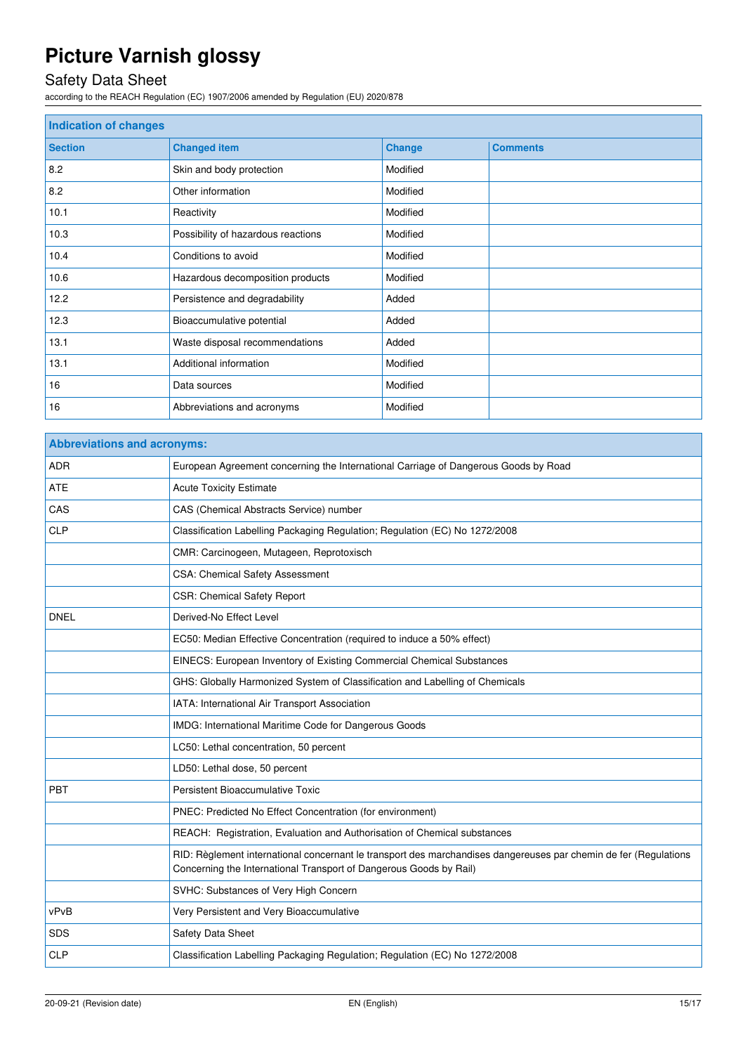| Indication of changes | | | |
|---|---|---|---|
| **Section** | **Changed item** | **Change** | **Comments** |
| 8.2 | Skin and body protection | Modified | |
| 8.2 | Other information | Modified | |
| 10.1 | Reactivity | Modified | |
| 10.3 | Possibility of hazardous reactions | Modified | |
| 10.4 | Conditions to avoid | Modified | |
| 10.6 | Hazardous decomposition products | Modified | |
| 12.2 | Persistence and degradability | Added | |
| 12.3 | Bioaccumulative potential | Added | |
| 13.1 | Waste disposal recommendations | Added | |
| 13.1 | Additional information | Modified | |
| 16 | Data sources | Modified | |
| 16 | Abbreviations and acronyms | Modified | |

| Abbreviations and acronyms: | |
|---|---|
| ADR | European Agreement concerning the International Carriage of Dangerous Goods by Road |
| ATE | Acute Toxicity Estimate |
| CAS | CAS (Chemical Abstracts Service) number |
| CLP | Classification Labelling Packaging Regulation; Regulation (EC) No 1272/2008 |
| | CMR: Carcinogeen, Mutageen, Reprotoxisch |
| | CSA: Chemical Safety Assessment |
| | CSR: Chemical Safety Report |
| DNEL | Derived-No Effect Level |
| | EC50: Median Effective Concentration (required to induce a 50% effect) |
| | EINECS: European Inventory of Existing Commercial Chemical Substances |
| | GHS: Globally Harmonized System of Classification and Labelling of Chemicals |
| | IATA: International Air Transport Association |
| | IMDG: International Maritime Code for Dangerous Goods |
| | LC50: Lethal concentration, 50 percent |
| | LD50: Lethal dose, 50 percent |
| PBT | Persistent Bioaccumulative Toxic |
| | PNEC: Predicted No Effect Concentration (for environment) |
| | REACH: Registration, Evaluation and Authorisation of Chemical substances |
| | RID: Règlement international concernant le transport des marchandises dangereuses par chemin de fer (Regulations Concerning the International Transport of Dangerous Goods by Rail) |
| | SVHC: Substances of Very High Concern |
| vPvB | Very Persistent and Very Bioaccumulative |
| SDS | Safety Data Sheet |
| CLP | Classification Labelling Packaging Regulation; Regulation (EC) No 1272/2008 |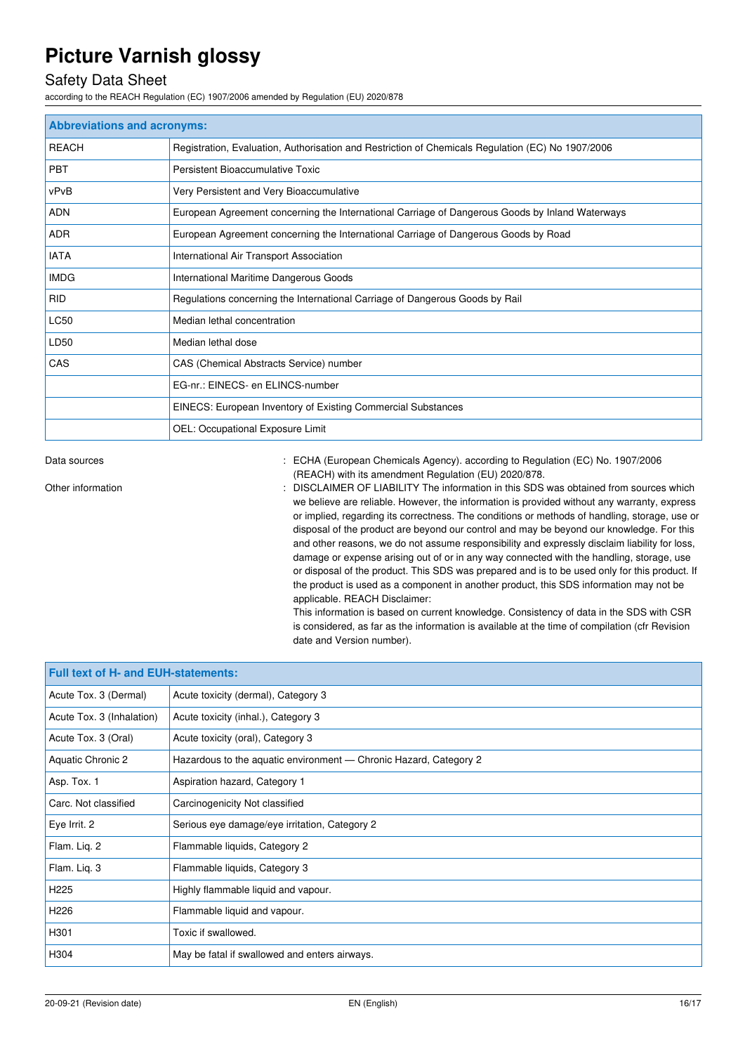| Abbreviations and acronyms: | |
|---|---|
| REACH | Registration, Evaluation, Authorisation and Restriction of Chemicals Regulation (EC) No 1907/2006 |
| PBT | Persistent Bioaccumulative Toxic |
| vPvB | Very Persistent and Very Bioaccumulative |
| ADN | European Agreement concerning the International Carriage of Dangerous Goods by Inland Waterways |
| ADR | European Agreement concerning the International Carriage of Dangerous Goods by Road |
| IATA | International Air Transport Association |
| IMDG | International Maritime Dangerous Goods |
| RID | Regulations concerning the International Carriage of Dangerous Goods by Rail |
| LC50 | Median lethal concentration |
| LD50 | Median lethal dose |
| CAS | CAS (Chemical Abstracts Service) number |
| | EG-nr.: EINECS- en ELINCS-number |
| | EINECS: European Inventory of Existing Commercial Substances |
| | OEL: Occupational Exposure Limit |

Data sources : ECHA (European Chemicals Agency). according to Regulation (EC) No. 1907/2006 (REACH) with its amendment Regulation (EU) 2020/878.

Other information : DISCLAIMER OF LIABILITY The information in this SDS was obtained from sources which we believe are reliable. However, the information is provided without any warranty, express or implied, regarding its correctness. The conditions or methods of handling, storage, use or disposal of the product are beyond our control and may be beyond our knowledge. For this and other reasons, we do not assume responsibility and expressly disclaim liability for loss, damage or expense arising out of or in any way connected with the handling, storage, use or disposal of the product. This SDS was prepared and is to be used only for this product. If the product is used as a component in another product, this SDS information may not be applicable. REACH Disclaimer:
This information is based on current knowledge. Consistency of data in the SDS with CSR is considered, as far as the information is available at the time of compilation (cfr Revision date and Version number).

| Full text of H- and EUH-statements: | |
|---|---|
| Acute Tox. 3 (Dermal) | Acute toxicity (dermal), Category 3 |
| Acute Tox. 3 (Inhalation) | Acute toxicity (inhal.), Category 3 |
| Acute Tox. 3 (Oral) | Acute toxicity (oral), Category 3 |
| Aquatic Chronic 2 | Hazardous to the aquatic environment — Chronic Hazard, Category 2 |
| Asp. Tox. 1 | Aspiration hazard, Category 1 |
| Carc. Not classified | Carcinogenicity Not classified |
| Eye Irrit. 2 | Serious eye damage/eye irritation, Category 2 |
| Flam. Liq. 2 | Flammable liquids, Category 2 |
| Flam. Liq. 3 | Flammable liquids, Category 3 |
| H225 | Highly flammable liquid and vapour. |
| H226 | Flammable liquid and vapour. |
| H301 | Toxic if swallowed. |
| H304 | May be fatal if swallowed and enters airways. |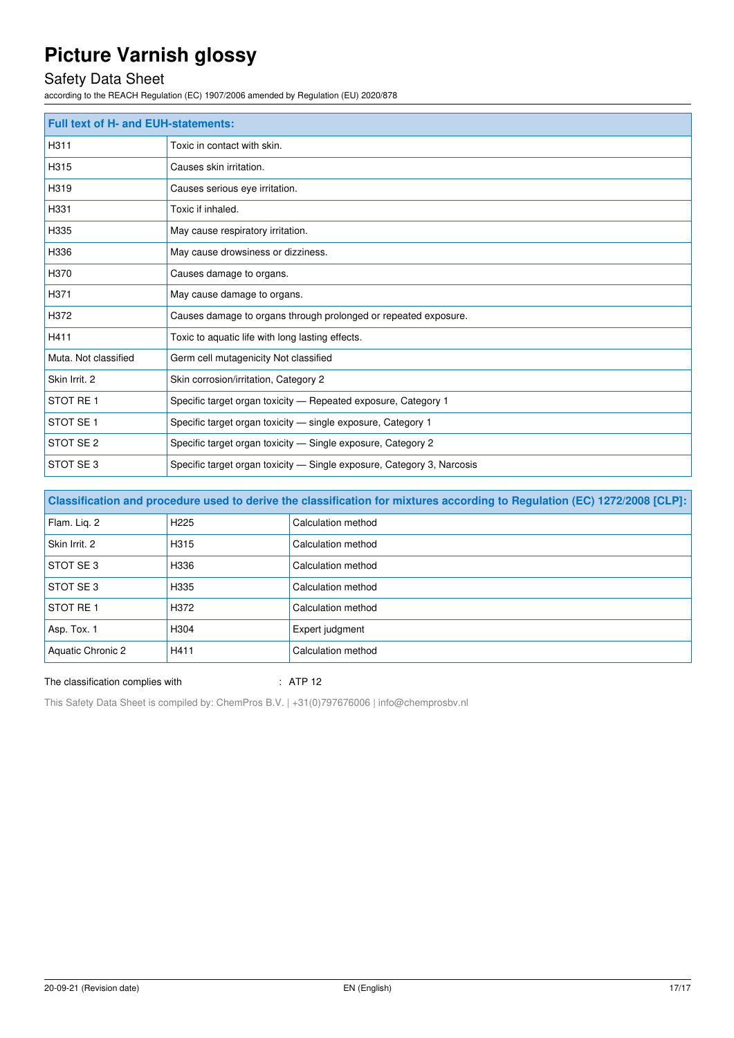| Full text of H- and EUH-statements: | |
|---|---|
| H311 | Toxic in contact with skin. |
| H315 | Causes skin irritation. |
| H319 | Causes serious eye irritation. |
| H331 | Toxic if inhaled. |
| H335 | May cause respiratory irritation. |
| H336 | May cause drowsiness or dizziness. |
| H370 | Causes damage to organs. |
| H371 | May cause damage to organs. |
| H372 | Causes damage to organs through prolonged or repeated exposure. |
| H411 | Toxic to aquatic life with long lasting effects. |
| Muta. Not classified | Germ cell mutagenicity Not classified |
| Skin Irrit. 2 | Skin corrosion/irritation, Category 2 |
| STOT RE 1 | Specific target organ toxicity — Repeated exposure, Category 1 |
| STOT SE 1 | Specific target organ toxicity — single exposure, Category 1 |
| STOT SE 2 | Specific target organ toxicity — Single exposure, Category 2 |
| STOT SE 3 | Specific target organ toxicity — Single exposure, Category 3, Narcosis |

| Classification and procedure used to derive the classification for mixtures according to Regulation (EC) 1272/2008 [CLP]: | | |
|---|---|---|
| Flam. Liq. 2 | H225 | Calculation method |
| Skin Irrit. 2 | H315 | Calculation method |
| STOT SE 3 | H336 | Calculation method |
| STOT SE 3 | H335 | Calculation method |
| STOT RE 1 | H372 | Calculation method |
| Asp. Tox. 1 | H304 | Expert judgment |
| Aquatic Chronic 2 | H411 | Calculation method |

The classification complies with : ATP 12

This Safety Data Sheet is compiled by: ChemPros B.V. | +31(0)797676006 | info@chemprosbv.nl